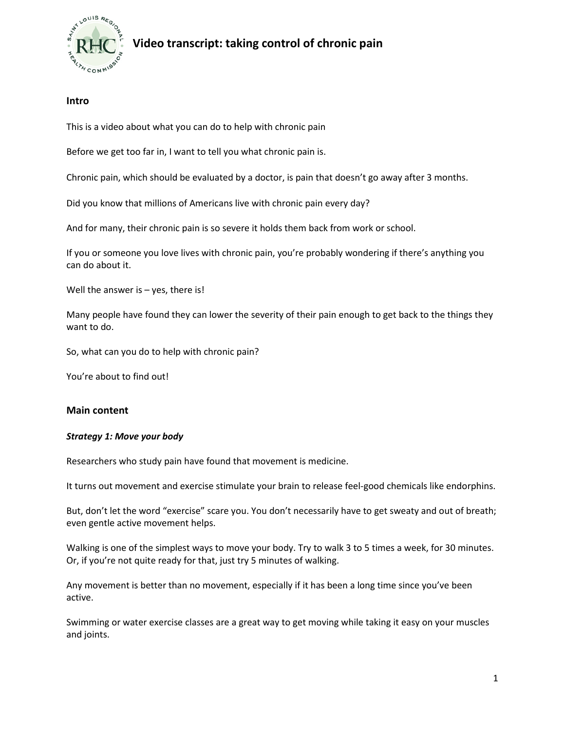# Video transcript: taking control of chronic pain

## Intro

This is a video about what you can do to help with chronic pain

Before we get too far in, I want to tell you what chronic pain is.

Chronic pain, which should be evaluated by a doctor, is pain that doesn't go away after 3 months.

Did you know that millions of Americans live with chronic pain every day?

And for many, their chronic pain is so severe it holds them back from work or school.

If you or someone you love lives with chronic pain, you're probably wondering if there's anything you can do about it.

Well the answer is – yes, there is!

Many people have found they can lower the severity of their pain enough to get back to the things they want to do.

So, what can you do to help with chronic pain?

You're about to find out!

## Main content

### *Strategy 1: Move your body*

Researchers who study pain have found that movement is medicine.

It turns out movement and exercise stimulate your brain to release feel-good chemicals like endorphins.

But, don't let the word "exercise" scare you. You don't necessarily have to get sweaty and out of breath; even gentle active movement helps.

Walking is one of the simplest ways to move your body. Try to walk 3 to 5 times a week, for 30 minutes. Or, if you're not quite ready for that, just try 5 minutes of walking.

Any movement is better than no movement, especially if it has been a long time since you've been active.

Swimming or water exercise classes are a great way to get moving while taking it easy on your muscles and joints.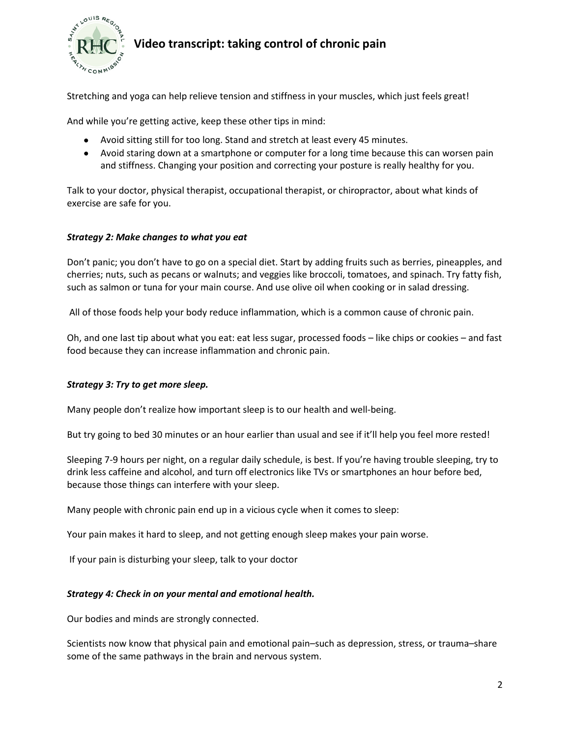Stretching and yoga can help relieve tension and stiffness in your muscles, which just feels great!

And while you're getting active, keep these other tips in mind:

- Avoid sitting still for too long. Stand and stretch at least every 45 minutes.
- Avoid staring down at a smartphone or computer for a long time because this can worsen pain and stiffness. Changing your position and correcting your posture is really healthy for you.

Talk to your doctor, physical therapist, occupational therapist, or chiropractor, about what kinds of exercise are safe for you.

***Strategy 2: Make changes to what you eat***

Don't panic; you don't have to go on a special diet. Start by adding fruits such as berries, pineapples, and cherries; nuts, such as pecans or walnuts; and veggies like broccoli, tomatoes, and spinach. Try fatty fish, such as salmon or tuna for your main course. And use olive oil when cooking or in salad dressing.

All of those foods help your body reduce inflammation, which is a common cause of chronic pain.

Oh, and one last tip about what you eat: eat less sugar, processed foods – like chips or cookies – and fast food because they can increase inflammation and chronic pain.

***Strategy 3: Try to get more sleep.***

Many people don't realize how important sleep is to our health and well-being.

But try going to bed 30 minutes or an hour earlier than usual and see if it'll help you feel more rested!

Sleeping 7-9 hours per night, on a regular daily schedule, is best. If you're having trouble sleeping, try to drink less caffeine and alcohol, and turn off electronics like TVs or smartphones an hour before bed, because those things can interfere with your sleep.

Many people with chronic pain end up in a vicious cycle when it comes to sleep:

Your pain makes it hard to sleep, and not getting enough sleep makes your pain worse.

If your pain is disturbing your sleep, talk to your doctor

***Strategy 4: Check in on your mental and emotional health.***

Our bodies and minds are strongly connected.

Scientists now know that physical pain and emotional pain–such as depression, stress, or trauma–share some of the same pathways in the brain and nervous system.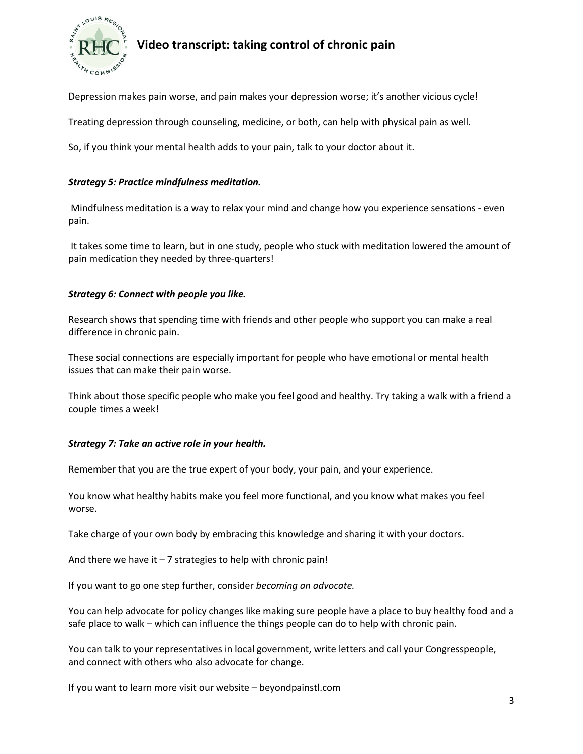Depression makes pain worse, and pain makes your depression worse; it's another vicious cycle!

Treating depression through counseling, medicine, or both, can help with physical pain as well.

So, if you think your mental health adds to your pain, talk to your doctor about it.

***Strategy 5: Practice mindfulness meditation.***

Mindfulness meditation is a way to relax your mind and change how you experience sensations - even pain.

It takes some time to learn, but in one study, people who stuck with meditation lowered the amount of pain medication they needed by three-quarters!

***Strategy 6: Connect with people you like.***

Research shows that spending time with friends and other people who support you can make a real difference in chronic pain.

These social connections are especially important for people who have emotional or mental health issues that can make their pain worse.

Think about those specific people who make you feel good and healthy. Try taking a walk with a friend a couple times a week!

***Strategy 7: Take an active role in your health.***

Remember that you are the true expert of your body, your pain, and your experience.

You know what healthy habits make you feel more functional, and you know what makes you feel worse.

Take charge of your own body by embracing this knowledge and sharing it with your doctors.

And there we have it – 7 strategies to help with chronic pain!

If you want to go one step further, consider *becoming an advocate.*

You can help advocate for policy changes like making sure people have a place to buy healthy food and a safe place to walk – which can influence the things people can do to help with chronic pain.

You can talk to your representatives in local government, write letters and call your Congresspeople, and connect with others who also advocate for change.

If you want to learn more visit our website – beyondpainstl.com